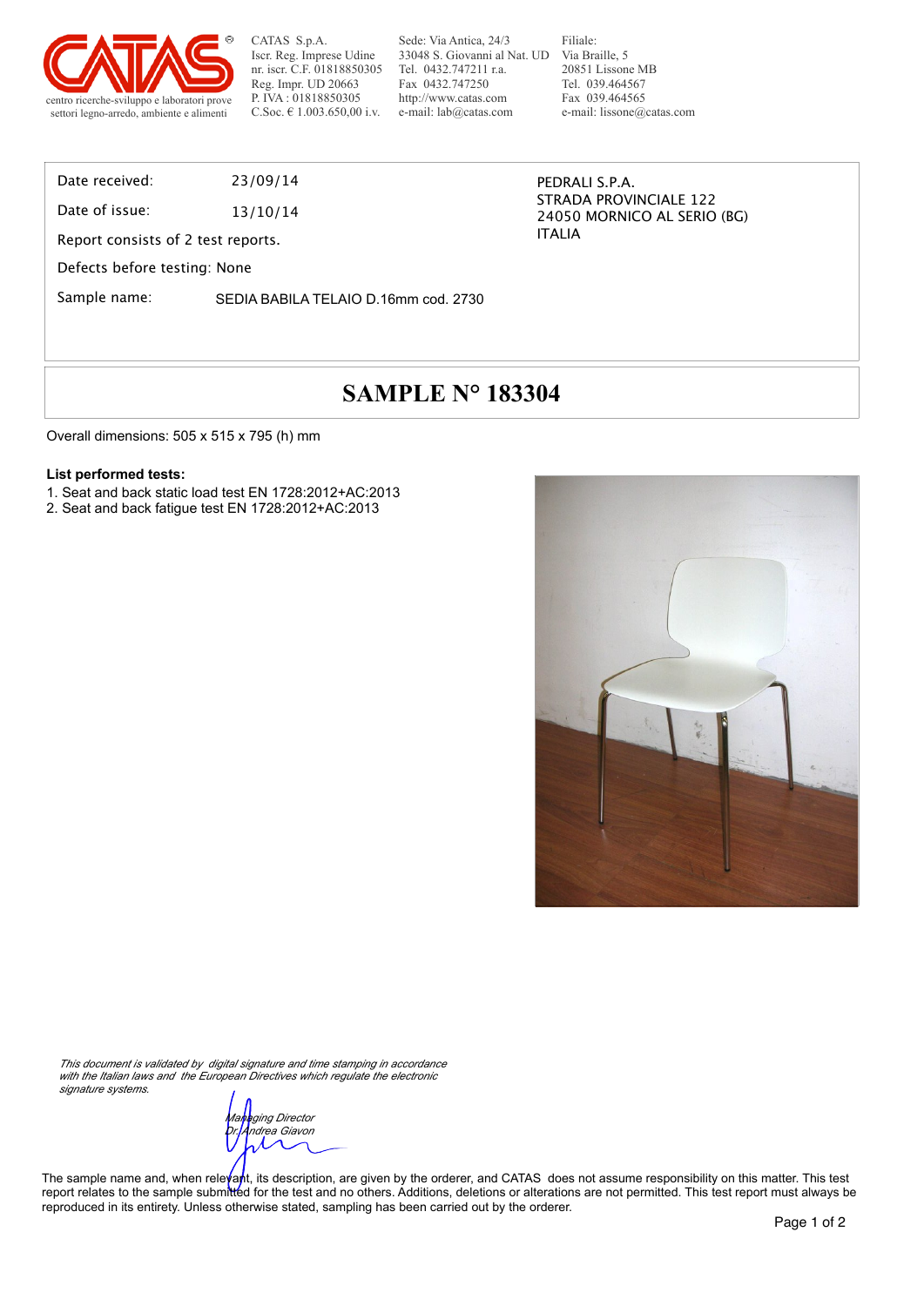CATAS S.p.A.
Iscr. Reg. Imprese Udine
nr. iscr. C.F. 01818850305
Reg. Impr. UD 20663
P. IVA : 01818850305
C.Soc. € 1.003.650,00 i.v.

Sede: Via Antica, 24/3
33048 S. Giovanni al Nat. UD
Tel. 0432.747211 r.a.
Fax 0432.747250
http://www.catas.com
e-mail: lab@catas.com

Filiale:
Via Braille, 5
20851 Lissone MB
Tel. 039.464567
Fax 039.464565
e-mail: lissone@catas.com

centro ricerche-sviluppo e laboratori prove
settori legno-arredo, ambiente e alimenti

Date received: 23/09/14

Date of issue: 13/10/14

Report consists of 2 test reports.

Defects before testing: None

Sample name: SEDIA BABILA TELAIO D.16mm cod. 2730

PEDRALI S.P.A.
STRADA PROVINCIALE 122
24050 MORNICO AL SERIO (BG)
ITALIA

# SAMPLE N° 183304

Overall dimensions: 505 x 515 x 795 (h) mm

**List performed tests:**

1. Seat and back static load test EN 1728:2012+AC:2013
2. Seat and back fatigue test EN 1728:2012+AC:2013

*This document is validated by digital signature and time stamping in accordance with the Italian laws and the European Directives which regulate the electronic signature systems.*

*Managing Director*
*Dr. Andrea Giavon*

The sample name and, when relevant, its description, are given by the orderer, and CATAS does not assume responsibility on this matter. This test report relates to the sample submitted for the test and no others. Additions, deletions or alterations are not permitted. This test report must always be reproduced in its entirety. Unless otherwise stated, sampling has been carried out by the orderer.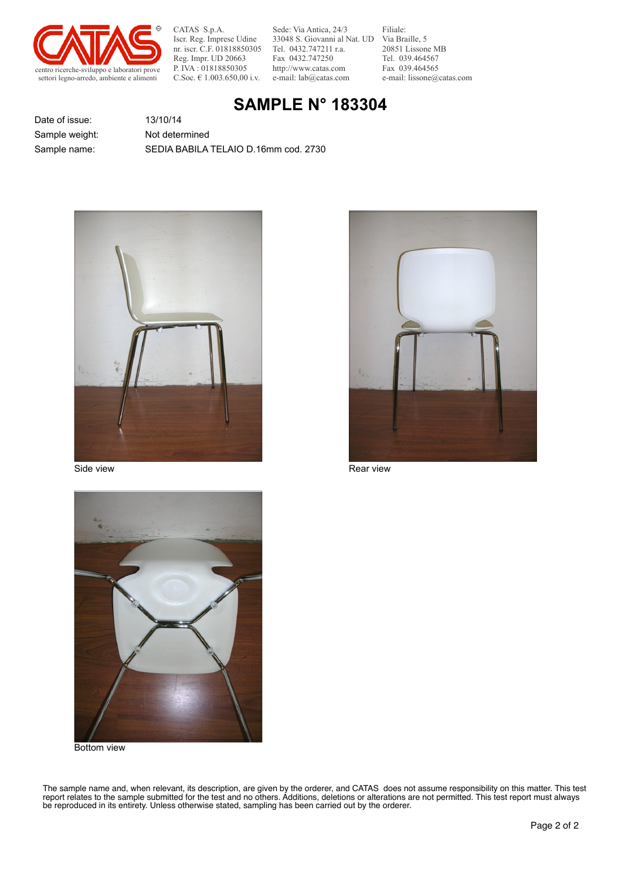CATAS S.p.A.
Iscr. Reg. Imprese Udine
nr. iscr. C.F. 01818850305
Reg. Impr. UD 20663
P. IVA : 01818850305
C.Soc. € 1.003.650,00 i.v.

Sede: Via Antica, 24/3
33048 S. Giovanni al Nat. UD
Tel. 0432.747211 r.a.
Fax 0432.747250
http://www.catas.com
e-mail: lab@catas.com

Filiale:
Via Braille, 5
20851 Lissone MB
Tel. 039.464567
Fax 039.464565
e-mail: lissone@catas.com

centro ricerche-sviluppo e laboratori prove
settori legno-arredo, ambiente e alimenti

# SAMPLE N° 183304

| | |
|---|---|
| Date of issue: | 13/10/14 |
| Sample weight: | Not determined |
| Sample name: | SEDIA BABILA TELAIO D.16mm cod. 2730 |

Side view

Rear view

Bottom view

The sample name and, when relevant, its description, are given by the orderer, and CATAS does not assume responsibility on this matter. This test report relates to the sample submitted for the test and no others. Additions, deletions or alterations are not permitted. This test report must always be reproduced in its entirety. Unless otherwise stated, sampling has been carried out by the orderer.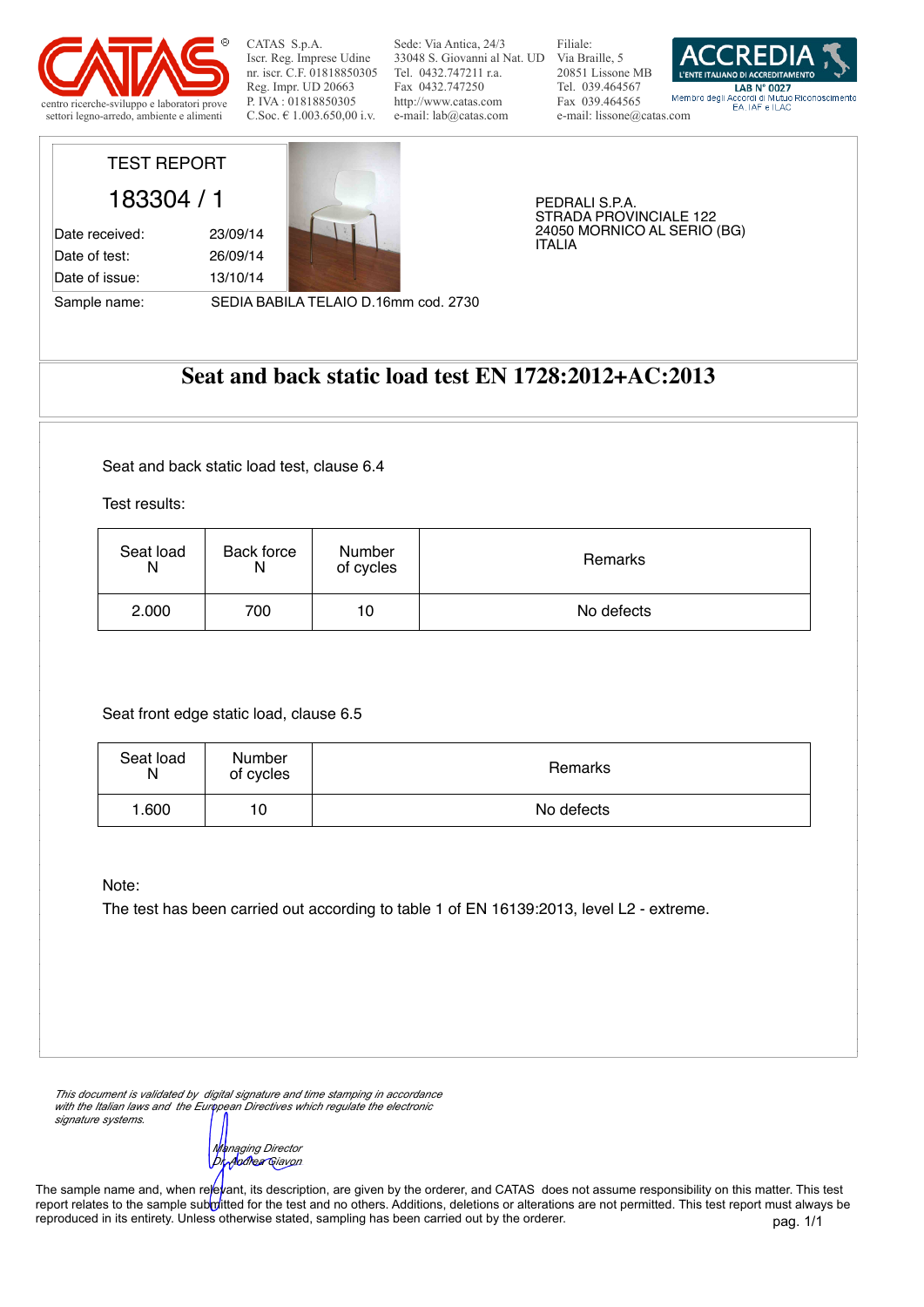CATAS S.p.A.
Iscr. Reg. Imprese Udine
nr. iscr. C.F. 01818850305
Reg. Impr. UD 20663
P. IVA : 01818850305
C.Soc. € 1.003.650,00 i.v.

Sede: Via Antica, 24/3
33048 S. Giovanni al Nat. UD
Tel. 0432.747211 r.a.
Fax 0432.747250
http://www.catas.com
e-mail: lab@catas.com

Filiale:
Via Braille, 5
20851 Lissone MB
Tel. 039.464567
Fax 039.464565
e-mail: lissone@catas.com

centro ricerche-sviluppo e laboratori prove settori legno-arredo, ambiente e alimenti

ACCREDIA L'ENTE ITALIANO DI ACCREDITAMENTO
LAB N° 0027
Membro degli Accordi di Mutuo Riconoscimento EA, IAF e ILAC

TEST REPORT

183304 / 1

| | |
|---|---|
| Date received: | 23/09/14 |
| Date of test: | 26/09/14 |
| Date of issue: | 13/10/14 |

Sample name: SEDIA BABILA TELAIO D.16mm cod. 2730

PEDRALI S.P.A.
STRADA PROVINCIALE 122
24050 MORNICO AL SERIO (BG)
ITALIA

# Seat and back static load test EN 1728:2012+AC:2013

Seat and back static load test, clause 6.4

Test results:

| Seat load N | Back force N | Number of cycles | Remarks |
|---|---|---|---|
| 2.000 | 700 | 10 | No defects |

Seat front edge static load, clause 6.5

| Seat load N | Number of cycles | Remarks |
|---|---|---|
| 1.600 | 10 | No defects |

Note:
The test has been carried out according to table 1 of EN 16139:2013, level L2 - extreme.

*This document is validated by digital signature and time stamping in accordance with the Italian laws and the European Directives which regulate the electronic signature systems.*

*Managing Director*
*Dr. Andrea Giavon*

The sample name and, when relevant, its description, are given by the orderer, and CATAS does not assume responsibility on this matter. This test report relates to the sample submitted for the test and no others. Additions, deletions or alterations are not permitted. This test report must always be reproduced in its entirety. Unless otherwise stated, sampling has been carried out by the orderer.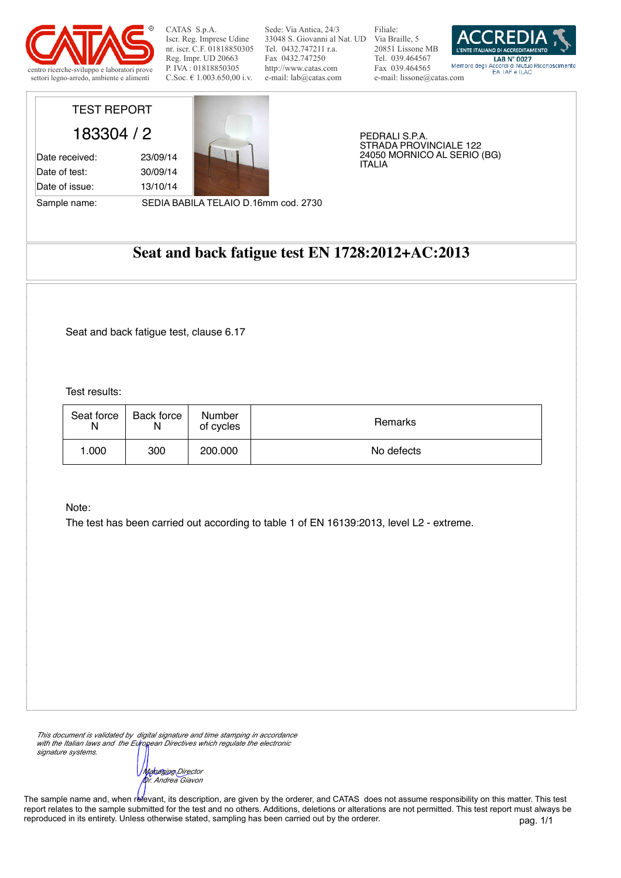centro ricerche-sviluppo e laboratori prove settori legno-arredo, ambiente e alimenti

CATAS S.p.A.
Iscr. Reg. Imprese Udine nr. iscr. C.F. 01818850305
Reg. Impr. UD 20663
P. IVA : 01818850305
C.Soc. € 1.003.650,00 i.v.

Sede: Via Antica, 24/3
33048 S. Giovanni al Nat. UD
Tel. 0432.747211 r.a.
Fax 0432.747250
http://www.catas.com
e-mail: lab@catas.com

Filiale:
Via Braille, 5
20851 Lissone MB
Tel. 039.464567
Fax 039.464565
e-mail: lissone@catas.com

ACCREDIA L'ENTE ITALIANO DI ACCREDITAMENTO
LAB N° 0027
Membro degli Accordi di Mutuo Riconoscimento EA, IAF e ILAC

TEST REPORT

183304 / 2

| | |
|---|---|
| Date received: | 23/09/14 |
| Date of test: | 30/09/14 |
| Date of issue: | 13/10/14 |

Sample name: SEDIA BABILA TELAIO D.16mm cod. 2730

PEDRALI S.P.A.
STRADA PROVINCIALE 122
24050 MORNICO AL SERIO (BG)
ITALIA

# Seat and back fatigue test EN 1728:2012+AC:2013

Seat and back fatigue test, clause 6.17

Test results:

| Seat force N | Back force N | Number of cycles | Remarks |
|---|---|---|---|
| 1.000 | 300 | 200.000 | No defects |

Note:
The test has been carried out according to table 1 of EN 16139:2013, level L2 - extreme.

*This document is validated by digital signature and time stamping in accordance with the Italian laws and the European Directives which regulate the electronic signature systems.*

*Managing Director*
*Dr. Andrea Giavon*

The sample name and, when relevant, its description, are given by the orderer, and CATAS does not assume responsibility on this matter. This test report relates to the sample submitted for the test and no others. Additions, deletions or alterations are not permitted. This test report must always be reproduced in its entirety. Unless otherwise stated, sampling has been carried out by the orderer.